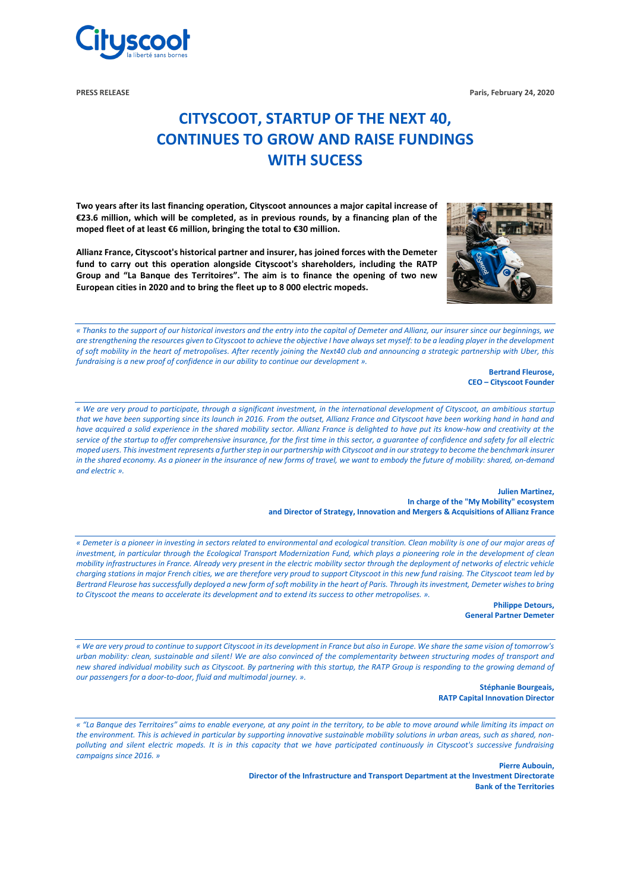**PRESS RELEASE** **Paris, February 24, 2020**

# CITYSCOOT, STARTUP OF THE NEXT 40, CONTINUES TO GROW AND RAISE FUNDINGS WITH SUCESS

**Two years after its last financing operation, Cityscoot announces a major capital increase of €23.6 million, which will be completed, as in previous rounds, by a financing plan of the moped fleet of at least €6 million, bringing the total to €30 million.**

**Allianz France, Cityscoot's historical partner and insurer, has joined forces with the Demeter fund to carry out this operation alongside Cityscoot's shareholders, including the RATP Group and "La Banque des Territoires". The aim is to finance the opening of two new European cities in 2020 and to bring the fleet up to 8 000 electric mopeds.**

---

*« Thanks to the support of our historical investors and the entry into the capital of Demeter and Allianz, our insurer since our beginnings, we are strengthening the resources given to Cityscoot to achieve the objective I have always set myself: to be a leading player in the development of soft mobility in the heart of metropolises. After recently joining the Next40 club and announcing a strategic partnership with Uber, this fundraising is a new proof of confidence in our ability to continue our development ».*

**Bertrand Fleurose,**
**CEO – Cityscoot Founder**

---

*« We are very proud to participate, through a significant investment, in the international development of Cityscoot, an ambitious startup that we have been supporting since its launch in 2016. From the outset, Allianz France and Cityscoot have been working hand in hand and have acquired a solid experience in the shared mobility sector. Allianz France is delighted to have put its know-how and creativity at the service of the startup to offer comprehensive insurance, for the first time in this sector, a guarantee of confidence and safety for all electric moped users. This investment represents a further step in our partnership with Cityscoot and in our strategy to become the benchmark insurer in the shared economy. As a pioneer in the insurance of new forms of travel, we want to embody the future of mobility: shared, on-demand and electric ».*

**Julien Martinez,**
**In charge of the "My Mobility" ecosystem**
**and Director of Strategy, Innovation and Mergers & Acquisitions of Allianz France**

---

*« Demeter is a pioneer in investing in sectors related to environmental and ecological transition. Clean mobility is one of our major areas of investment, in particular through the Ecological Transport Modernization Fund, which plays a pioneering role in the development of clean mobility infrastructures in France. Already very present in the electric mobility sector through the deployment of networks of electric vehicle charging stations in major French cities, we are therefore very proud to support Cityscoot in this new fund raising. The Cityscoot team led by Bertrand Fleurose has successfully deployed a new form of soft mobility in the heart of Paris. Through its investment, Demeter wishes to bring to Cityscoot the means to accelerate its development and to extend its success to other metropolises. ».*

**Philippe Detours,**
**General Partner Demeter**

---

*« We are very proud to continue to support Cityscoot in its development in France but also in Europe. We share the same vision of tomorrow's urban mobility: clean, sustainable and silent! We are also convinced of the complementarity between structuring modes of transport and new shared individual mobility such as Cityscoot. By partnering with this startup, the RATP Group is responding to the growing demand of our passengers for a door-to-door, fluid and multimodal journey. ».*

**Stéphanie Bourgeais,**
**RATP Capital Innovation Director**

---

*« "La Banque des Territoires" aims to enable everyone, at any point in the territory, to be able to move around while limiting its impact on the environment. This is achieved in particular by supporting innovative sustainable mobility solutions in urban areas, such as shared, non-polluting and silent electric mopeds. It is in this capacity that we have participated continuously in Cityscoot's successive fundraising campaigns since 2016. »*

**Pierre Aubouin,**
**Director of the Infrastructure and Transport Department at the Investment Directorate**
**Bank of the Territories**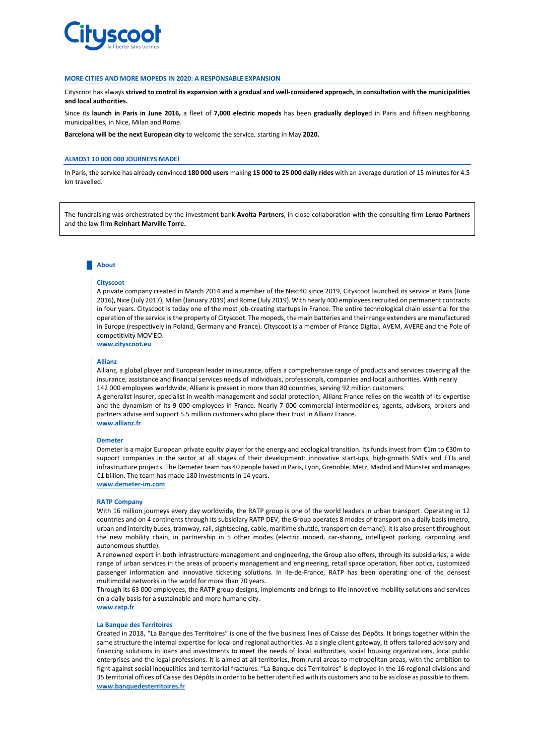## MORE CITIES AND MORE MOPEDS IN 2020: A RESPONSABLE EXPANSION

Cityscoot has always **strived to control its expansion with a gradual and well-considered approach, in consultation with the municipalities and local authorities.**

Since its **launch in Paris in June 2016,** a fleet of **7,000 electric mopeds** has been **gradually deploye**d in Paris and fifteen neighboring municipalities, in Nice, Milan and Rome.

**Barcelona will be the next European city** to welcome the service, starting in May **2020.**

## ALMOST 10 000 000 JOURNEYS MADE!

In Paris, the service has already convinced **180 000 users** making **15 000 to 25 000 daily rides** with an average duration of 15 minutes for 4.5 km travelled.

The fundraising was orchestrated by the investment bank **Avolta Partners**, in close collaboration with the consulting firm **Lenzo Partners** and the law firm **Reinhart Marville Torre.**

## About

### Cityscoot

A private company created in March 2014 and a member of the Next40 since 2019, Cityscoot launched its service in Paris (June 2016), Nice (July 2017), Milan (January 2019) and Rome (July 2019). With nearly 400 employees recruited on permanent contracts in four years. Cityscoot is today one of the most job-creating startups in France. The entire technological chain essential for the operation of the service is the property of Cityscoot. The mopeds, the main batteries and their range extenders are manufactured in Europe (respectively in Poland, Germany and France). Cityscoot is a member of France Digital, AVEM, AVERE and the Pole of competitivitý MOV'EO.

**www.cityscoot.eu**

### Allianz

Allianz, a global player and European leader in insurance, offers a comprehensive range of products and services covering all the insurance, assistance and financial services needs of individuals, professionals, companies and local authorities. With nearly 142 000 employees worldwide, Allianz is present in more than 80 countries, serving 92 million customers.

A generalist insurer, specialist in wealth management and social protection, Allianz France relies on the wealth of its expertise and the dynamism of its 9 000 employees in France. Nearly 7 000 commercial intermediaries, agents, advisors, brokers and partners advise and support 5.5 million customers who place their trust in Allianz France.

**www.allianz.fr**

### Demeter

Demeter is a major European private equity player for the energy and ecological transition. Its funds invest from €1m to €30m to support companies in the sector at all stages of their development: innovative start-ups, high-growth SMEs and ETIs and infrastructure projects. The Demeter team has 40 people based in Paris, Lyon, Grenoble, Metz, Madrid and Münster and manages €1 billion. The team has made 180 investments in 14 years.

**www.demeter-im.com**

### RATP Company

With 16 million journeys every day worldwide, the RATP group is one of the world leaders in urban transport. Operating in 12 countries and on 4 continents through its subsidiary RATP DEV, the Group operates 8 modes of transport on a daily basis (metro, urban and intercity buses, tramway, rail, sightseeing, cable, maritime shuttle, transport on demand). It is also present throughout the new mobility chain, in partnership in 5 other modes (electric moped, car-sharing, intelligent parking, carpooling and autonomous shuttle).

A renowned expert in both infrastructure management and engineering, the Group also offers, through its subsidiaries, a wide range of urban services in the areas of property management and engineering, retail space operation, fiber optics, customized passenger information and innovative ticketing solutions. In Ile-de-France, RATP has been operating one of the densest multimodal networks in the world for more than 70 years.

Through its 63 000 employees, the RATP group designs, implements and brings to life innovative mobility solutions and services on a daily basis for a sustainable and more humane city.

**www.ratp.fr**

### La Banque des Territoires

Created in 2018, "La Banque des Territoires" is one of the five business lines of Caisse des Dépôts. It brings together within the same structure the internal expertise for local and regional authorities. As a single client gateway, it offers tailored advisory and financing solutions in loans and investments to meet the needs of local authorities, social housing organizations, local public enterprises and the legal professions. It is aimed at all territories, from rural areas to metropolitan areas, with the ambition to fight against social inequalities and territorial fractures. "La Banque des Territoires" is deployed in the 16 regional divisions and 35 territorial offices of Caisse des Dépôts in order to be better identified with its customers and to be as close as possible to them.

**www.banquedesterritoires.fr**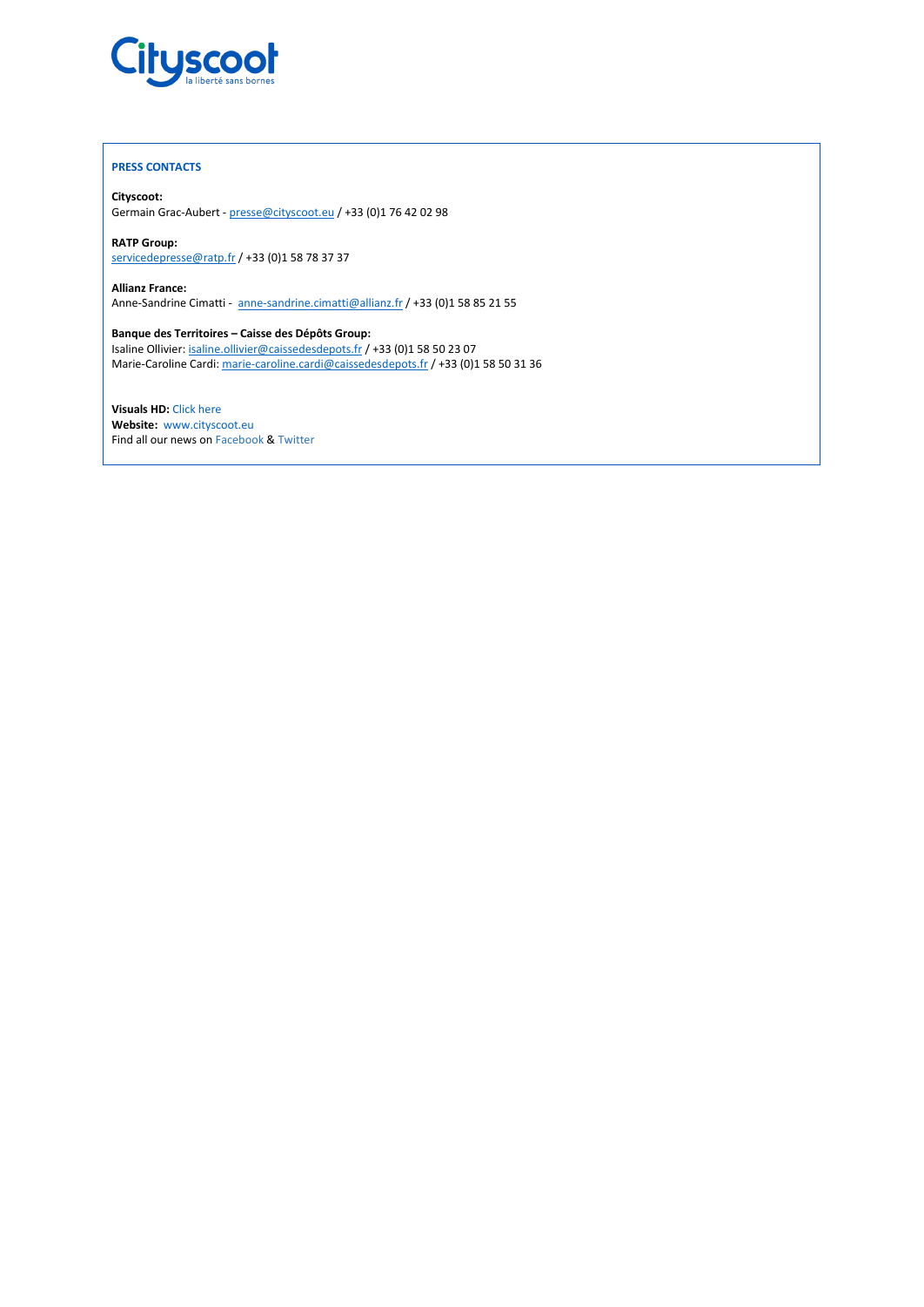**PRESS CONTACTS**

**Cityscoot:**
Germain Grac-Aubert - presse@cityscoot.eu / +33 (0)1 76 42 02 98

**RATP Group:**
servicedepresse@ratp.fr / +33 (0)1 58 78 37 37

**Allianz France:**
Anne-Sandrine Cimatti - anne-sandrine.cimatti@allianz.fr / +33 (0)1 58 85 21 55

**Banque des Territoires – Caisse des Dépôts Group:**
Isaline Ollivier: isaline.ollivier@caissedesdepots.fr / +33 (0)1 58 50 23 07
Marie-Caroline Cardi: marie-caroline.cardi@caissedesdepots.fr / +33 (0)1 58 50 31 36

**Visuals HD:** Click here
**Website:** www.cityscoot.eu
Find all our news on Facebook & Twitter